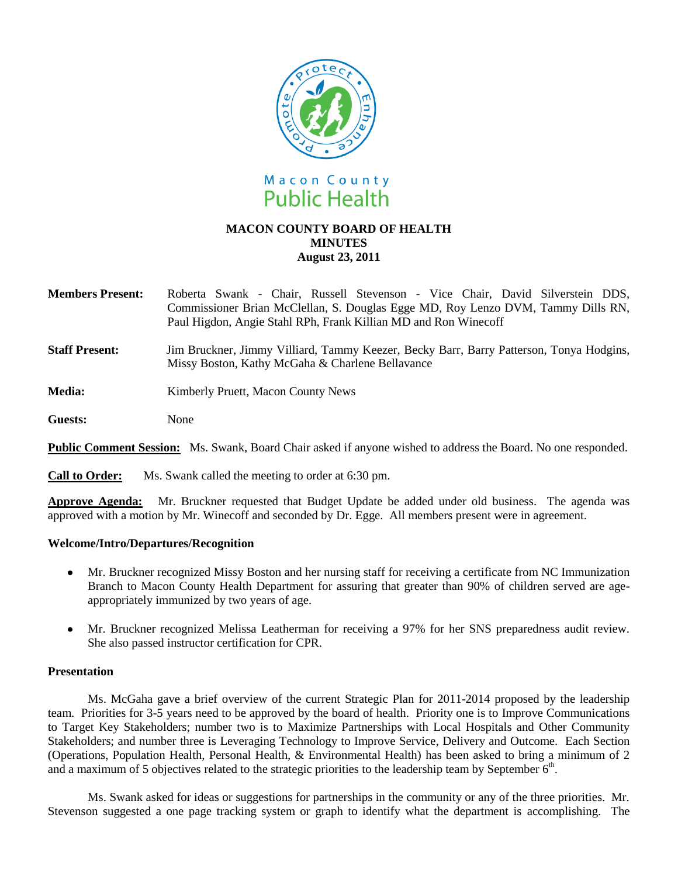# MACON COUNTY BOARD OF HEALTH
## MINUTES
### August 23, 2011

**Members Present:** Roberta Swank - Chair, Russell Stevenson - Vice Chair, David Silverstein DDS, Commissioner Brian McClellan, S. Douglas Egge MD, Roy Lenzo DVM, Tammy Dills RN, Paul Higdon, Angie Stahl RPh, Frank Killian MD and Ron Winecoff

**Staff Present:** Jim Bruckner, Jimmy Villiard, Tammy Keezer, Becky Barr, Barry Patterson, Tonya Hodgins, Missy Boston, Kathy McGaha & Charlene Bellavance

**Media:** Kimberly Pruett, Macon County News

**Guests:** None

**Public Comment Session:** Ms. Swank, Board Chair asked if anyone wished to address the Board. No one responded.

**Call to Order:** Ms. Swank called the meeting to order at 6:30 pm.

**Approve Agenda:** Mr. Bruckner requested that Budget Update be added under old business. The agenda was approved with a motion by Mr. Winecoff and seconded by Dr. Egge. All members present were in agreement.

**Welcome/Intro/Departures/Recognition**

- Mr. Bruckner recognized Missy Boston and her nursing staff for receiving a certificate from NC Immunization Branch to Macon County Health Department for assuring that greater than 90% of children served are age-appropriately immunized by two years of age.
- Mr. Bruckner recognized Melissa Leatherman for receiving a 97% for her SNS preparedness audit review. She also passed instructor certification for CPR.

**Presentation**

Ms. McGaha gave a brief overview of the current Strategic Plan for 2011-2014 proposed by the leadership team. Priorities for 3-5 years need to be approved by the board of health. Priority one is to Improve Communications to Target Key Stakeholders; number two is to Maximize Partnerships with Local Hospitals and Other Community Stakeholders; and number three is Leveraging Technology to Improve Service, Delivery and Outcome. Each Section (Operations, Population Health, Personal Health, & Environmental Health) has been asked to bring a minimum of 2 and a maximum of 5 objectives related to the strategic priorities to the leadership team by September 6th.

Ms. Swank asked for ideas or suggestions for partnerships in the community or any of the three priorities. Mr. Stevenson suggested a one page tracking system or graph to identify what the department is accomplishing. The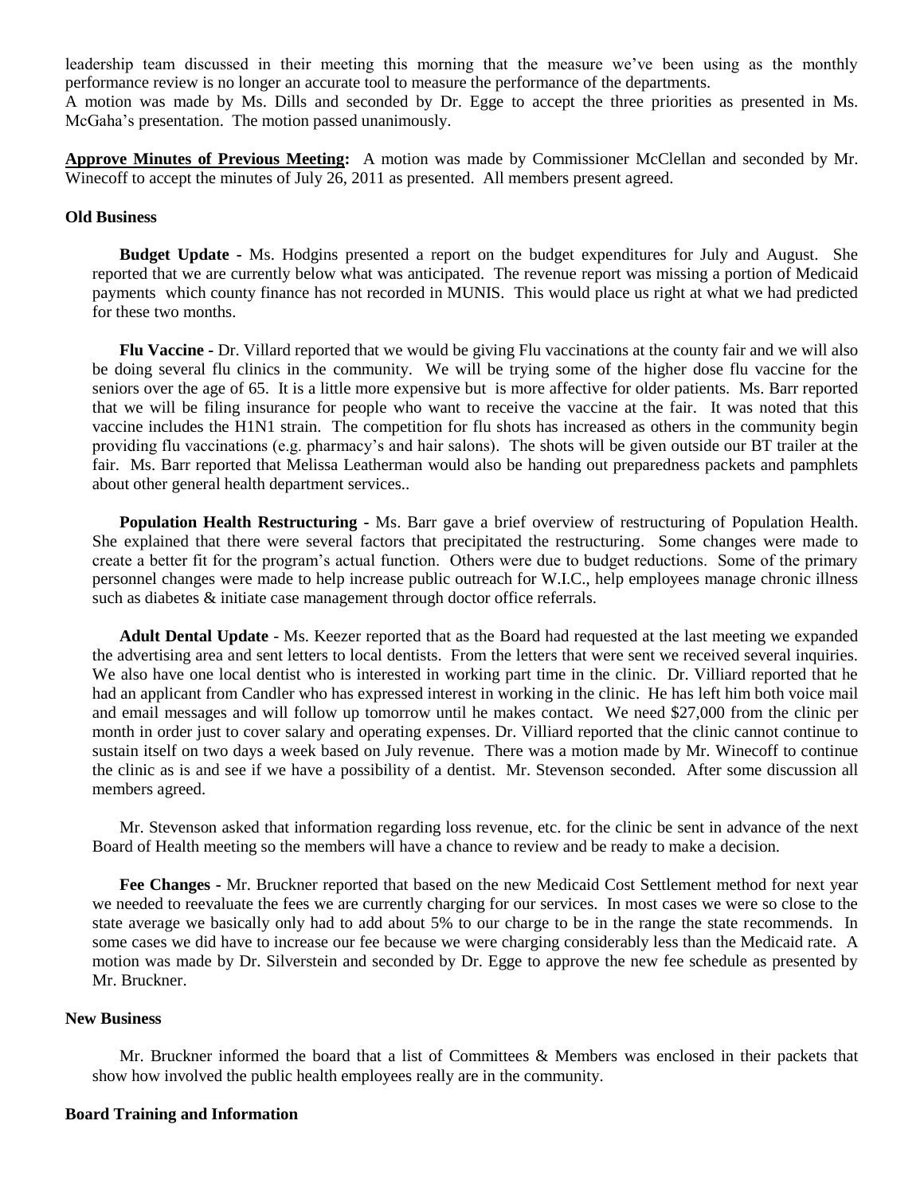leadership team discussed in their meeting this morning that the measure we've been using as the monthly performance review is no longer an accurate tool to measure the performance of the departments.
A motion was made by Ms. Dills and seconded by Dr. Egge to accept the three priorities as presented in Ms. McGaha's presentation. The motion passed unanimously.

**Approve Minutes of Previous Meeting:** A motion was made by Commissioner McClellan and seconded by Mr. Winecoff to accept the minutes of July 26, 2011 as presented. All members present agreed.

**Old Business**

**Budget Update -** Ms. Hodgins presented a report on the budget expenditures for July and August. She reported that we are currently below what was anticipated. The revenue report was missing a portion of Medicaid payments which county finance has not recorded in MUNIS. This would place us right at what we had predicted for these two months.

**Flu Vaccine -** Dr. Villard reported that we would be giving Flu vaccinations at the county fair and we will also be doing several flu clinics in the community. We will be trying some of the higher dose flu vaccine for the seniors over the age of 65. It is a little more expensive but is more affective for older patients. Ms. Barr reported that we will be filing insurance for people who want to receive the vaccine at the fair. It was noted that this vaccine includes the H1N1 strain. The competition for flu shots has increased as others in the community begin providing flu vaccinations (e.g. pharmacy's and hair salons). The shots will be given outside our BT trailer at the fair. Ms. Barr reported that Melissa Leatherman would also be handing out preparedness packets and pamphlets about other general health department services..

**Population Health Restructuring -** Ms. Barr gave a brief overview of restructuring of Population Health. She explained that there were several factors that precipitated the restructuring. Some changes were made to create a better fit for the program's actual function. Others were due to budget reductions. Some of the primary personnel changes were made to help increase public outreach for W.I.C., help employees manage chronic illness such as diabetes & initiate case management through doctor office referrals.

**Adult Dental Update** - Ms. Keezer reported that as the Board had requested at the last meeting we expanded the advertising area and sent letters to local dentists. From the letters that were sent we received several inquiries. We also have one local dentist who is interested in working part time in the clinic. Dr. Villiard reported that he had an applicant from Candler who has expressed interest in working in the clinic. He has left him both voice mail and email messages and will follow up tomorrow until he makes contact. We need $27,000 from the clinic per month in order just to cover salary and operating expenses. Dr. Villiard reported that the clinic cannot continue to sustain itself on two days a week based on July revenue. There was a motion made by Mr. Winecoff to continue the clinic as is and see if we have a possibility of a dentist. Mr. Stevenson seconded. After some discussion all members agreed.

Mr. Stevenson asked that information regarding loss revenue, etc. for the clinic be sent in advance of the next Board of Health meeting so the members will have a chance to review and be ready to make a decision.

**Fee Changes -** Mr. Bruckner reported that based on the new Medicaid Cost Settlement method for next year we needed to reevaluate the fees we are currently charging for our services. In most cases we were so close to the state average we basically only had to add about 5% to our charge to be in the range the state recommends. In some cases we did have to increase our fee because we were charging considerably less than the Medicaid rate. A motion was made by Dr. Silverstein and seconded by Dr. Egge to approve the new fee schedule as presented by Mr. Bruckner.

**New Business**

Mr. Bruckner informed the board that a list of Committees & Members was enclosed in their packets that show how involved the public health employees really are in the community.

**Board Training and Information**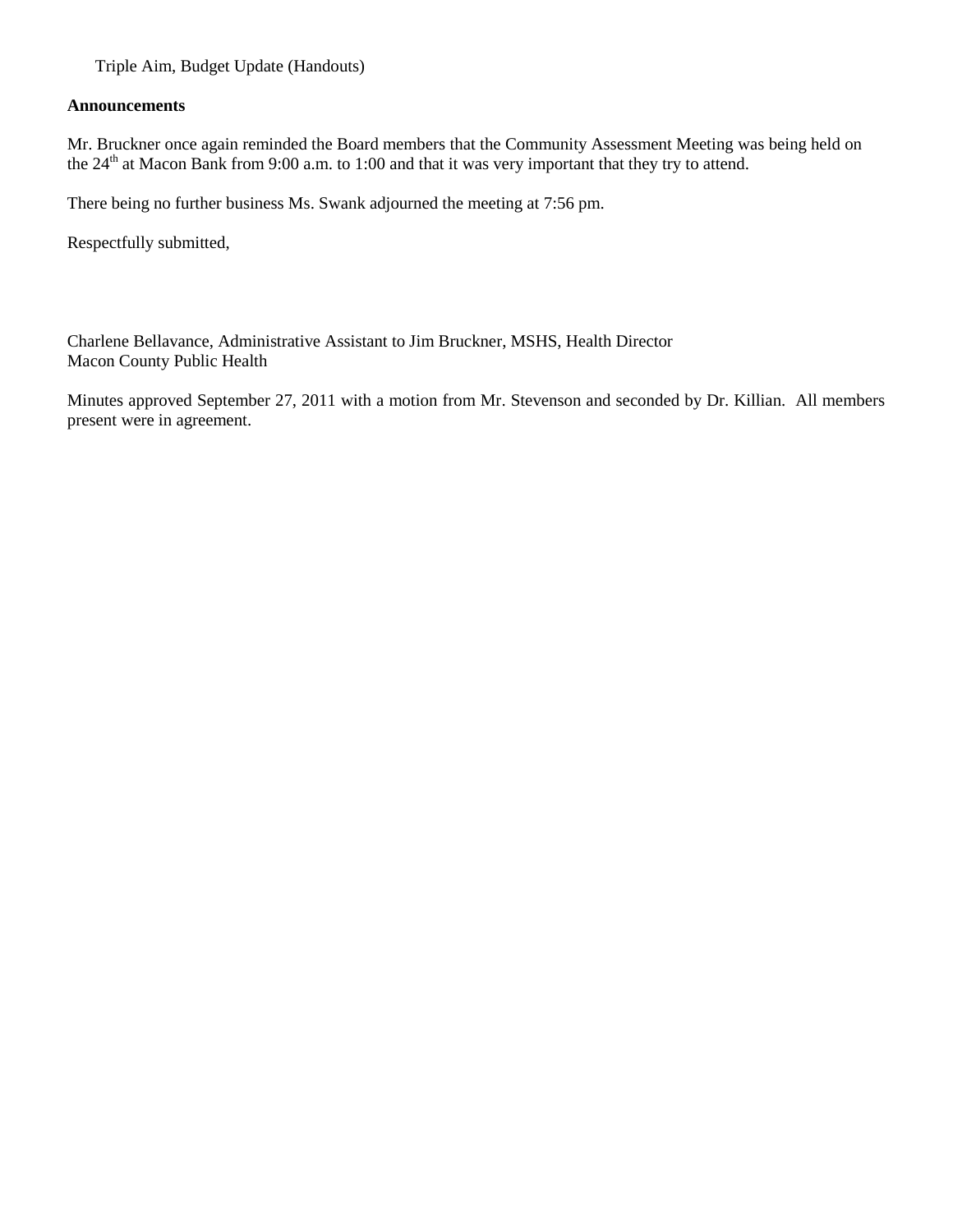Triple Aim, Budget Update (Handouts)

**Announcements**

Mr. Bruckner once again reminded the Board members that the Community Assessment Meeting was being held on the 24th at Macon Bank from 9:00 a.m. to 1:00 and that it was very important that they try to attend.

There being no further business Ms. Swank adjourned the meeting at 7:56 pm.

Respectfully submitted,

Charlene Bellavance, Administrative Assistant to Jim Bruckner, MSHS, Health Director
Macon County Public Health

Minutes approved September 27, 2011 with a motion from Mr. Stevenson and seconded by Dr. Killian. All members present were in agreement.